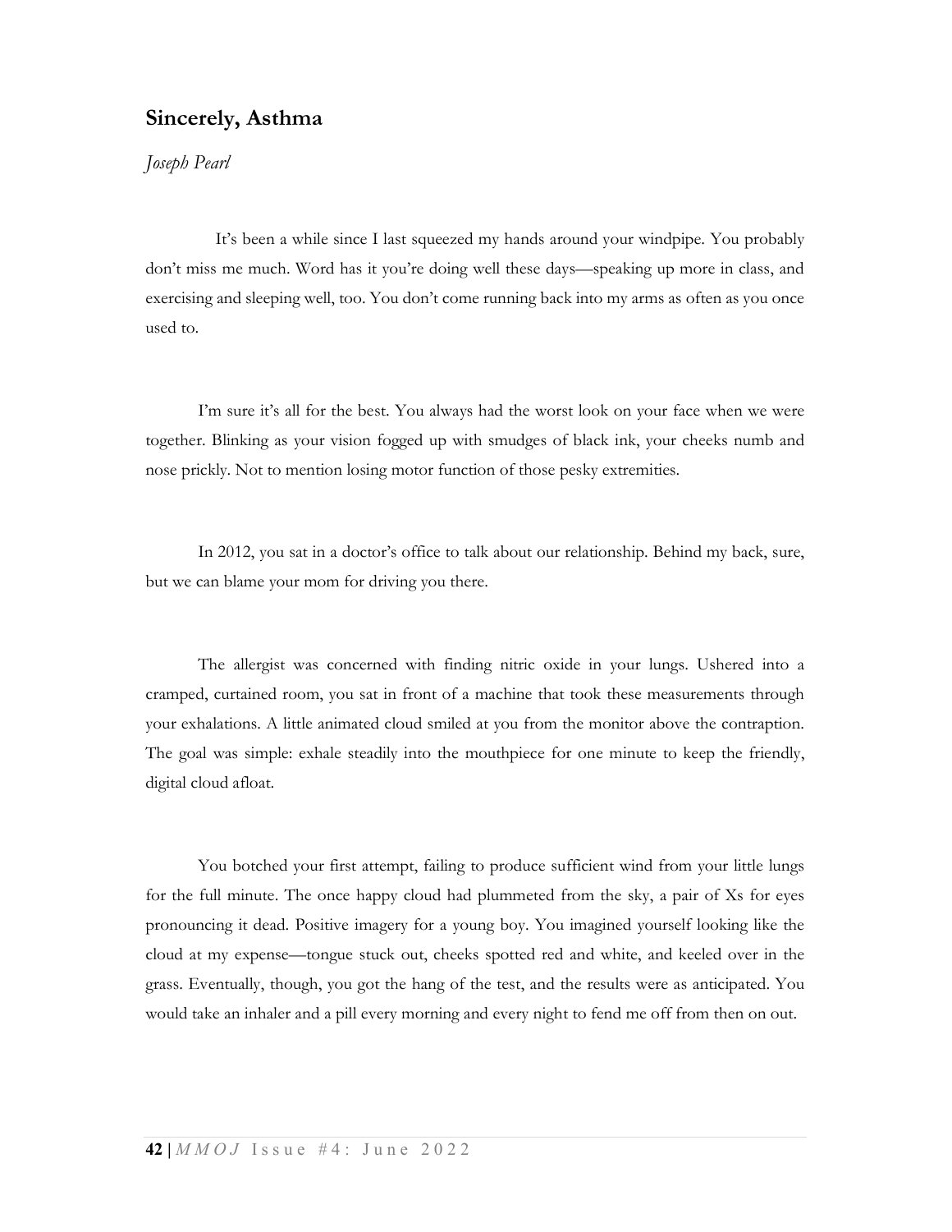## **Sincerely, Asthma**

*Joseph Pearl*

It's been a while since I last squeezed my hands around your windpipe. You probably don't miss me much. Word has it you're doing well these days—speaking up more in class, and exercising and sleeping well, too. You don't come running back into my arms as often as you once used to.

I'm sure it's all for the best. You always had the worst look on your face when we were together. Blinking as your vision fogged up with smudges of black ink, your cheeks numb and nose prickly. Not to mention losing motor function of those pesky extremities.

In 2012, you sat in a doctor's office to talk about our relationship. Behind my back, sure, but we can blame your mom for driving you there.

The allergist was concerned with finding nitric oxide in your lungs. Ushered into a cramped, curtained room, you sat in front of a machine that took these measurements through your exhalations. A little animated cloud smiled at you from the monitor above the contraption. The goal was simple: exhale steadily into the mouthpiece for one minute to keep the friendly, digital cloud afloat.

You botched your first attempt, failing to produce sufficient wind from your little lungs for the full minute. The once happy cloud had plummeted from the sky, a pair of Xs for eyes pronouncing it dead. Positive imagery for a young boy. You imagined yourself looking like the cloud at my expense—tongue stuck out, cheeks spotted red and white, and keeled over in the grass. Eventually, though, you got the hang of the test, and the results were as anticipated. You would take an inhaler and a pill every morning and every night to fend me off from then on out.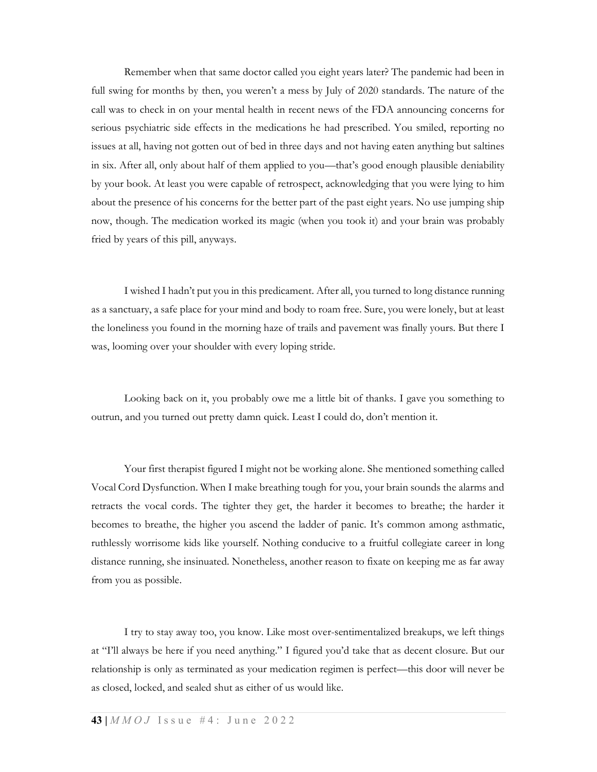Remember when that same doctor called you eight years later? The pandemic had been in full swing for months by then, you weren't a mess by July of 2020 standards. The nature of the call was to check in on your mental health in recent news of the FDA announcing concerns for serious psychiatric side effects in the medications he had prescribed. You smiled, reporting no issues at all, having not gotten out of bed in three days and not having eaten anything but saltines in six. After all, only about half of them applied to you—that's good enough plausible deniability by your book. At least you were capable of retrospect, acknowledging that you were lying to him about the presence of his concerns for the better part of the past eight years. No use jumping ship now, though. The medication worked its magic (when you took it) and your brain was probably fried by years of this pill, anyways.

I wished I hadn't put you in this predicament. After all, you turned to long distance running as a sanctuary, a safe place for your mind and body to roam free. Sure, you were lonely, but at least the loneliness you found in the morning haze of trails and pavement was finally yours. But there I was, looming over your shoulder with every loping stride.

Looking back on it, you probably owe me a little bit of thanks. I gave you something to outrun, and you turned out pretty damn quick. Least I could do, don't mention it.

Your first therapist figured I might not be working alone. She mentioned something called Vocal Cord Dysfunction. When I make breathing tough for you, your brain sounds the alarms and retracts the vocal cords. The tighter they get, the harder it becomes to breathe; the harder it becomes to breathe, the higher you ascend the ladder of panic. It's common among asthmatic, ruthlessly worrisome kids like yourself. Nothing conducive to a fruitful collegiate career in long distance running, she insinuated. Nonetheless, another reason to fixate on keeping me as far away from you as possible.

I try to stay away too, you know. Like most over-sentimentalized breakups, we left things at "I'll always be here if you need anything." I figured you'd take that as decent closure. But our relationship is only as terminated as your medication regimen is perfect—this door will never be as closed, locked, and sealed shut as either of us would like.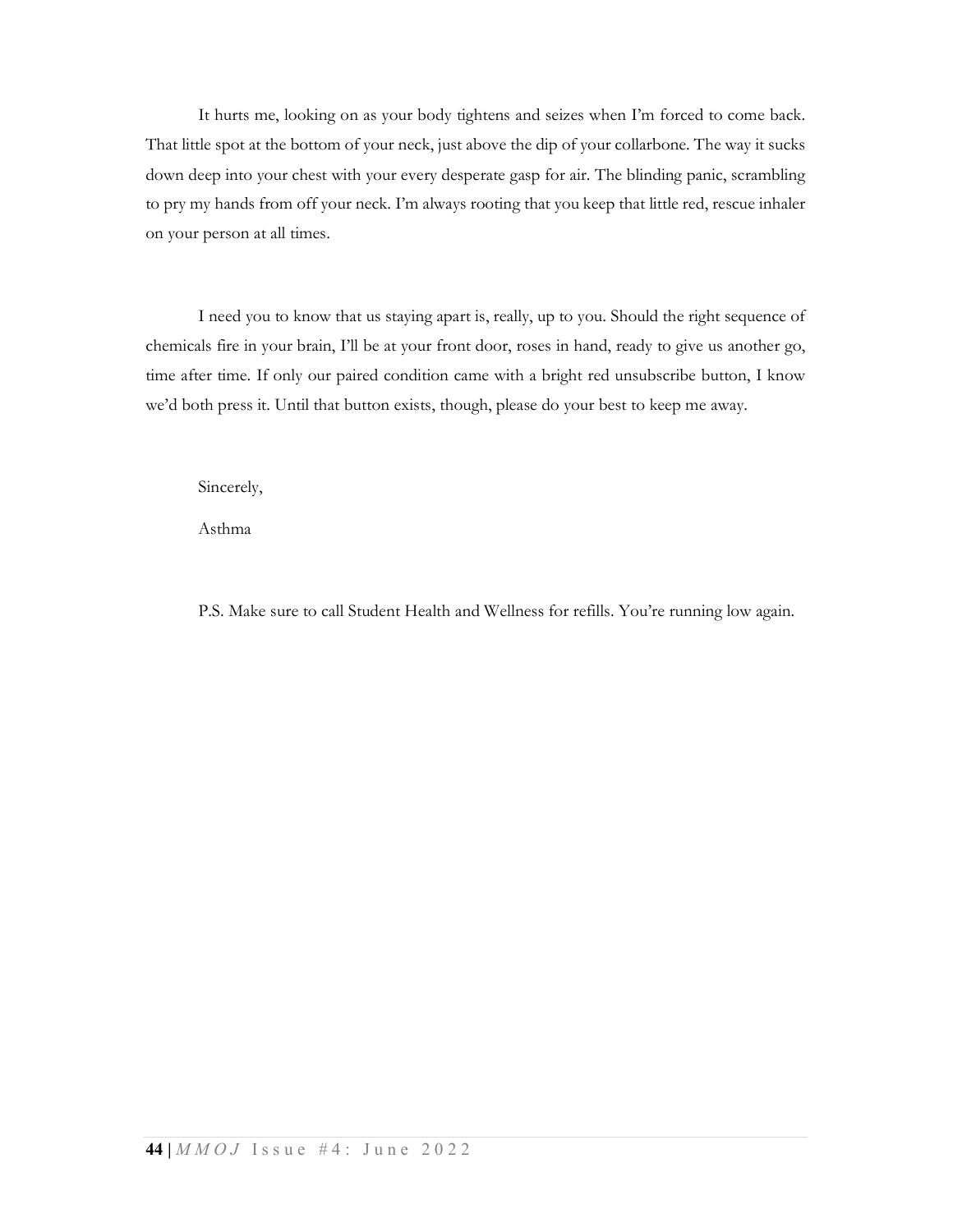It hurts me, looking on as your body tightens and seizes when I'm forced to come back. That little spot at the bottom of your neck, just above the dip of your collarbone. The way it sucks down deep into your chest with your every desperate gasp for air. The blinding panic, scrambling to pry my hands from off your neck. I'm always rooting that you keep that little red, rescue inhaler on your person at all times.

I need you to know that us staying apart is, really, up to you. Should the right sequence of chemicals fire in your brain, I'll be at your front door, roses in hand, ready to give us another go, time after time. If only our paired condition came with a bright red unsubscribe button, I know we'd both press it. Until that button exists, though, please do your best to keep me away.

Sincerely,

Asthma

P.S. Make sure to call Student Health and Wellness for refills. You're running low again.